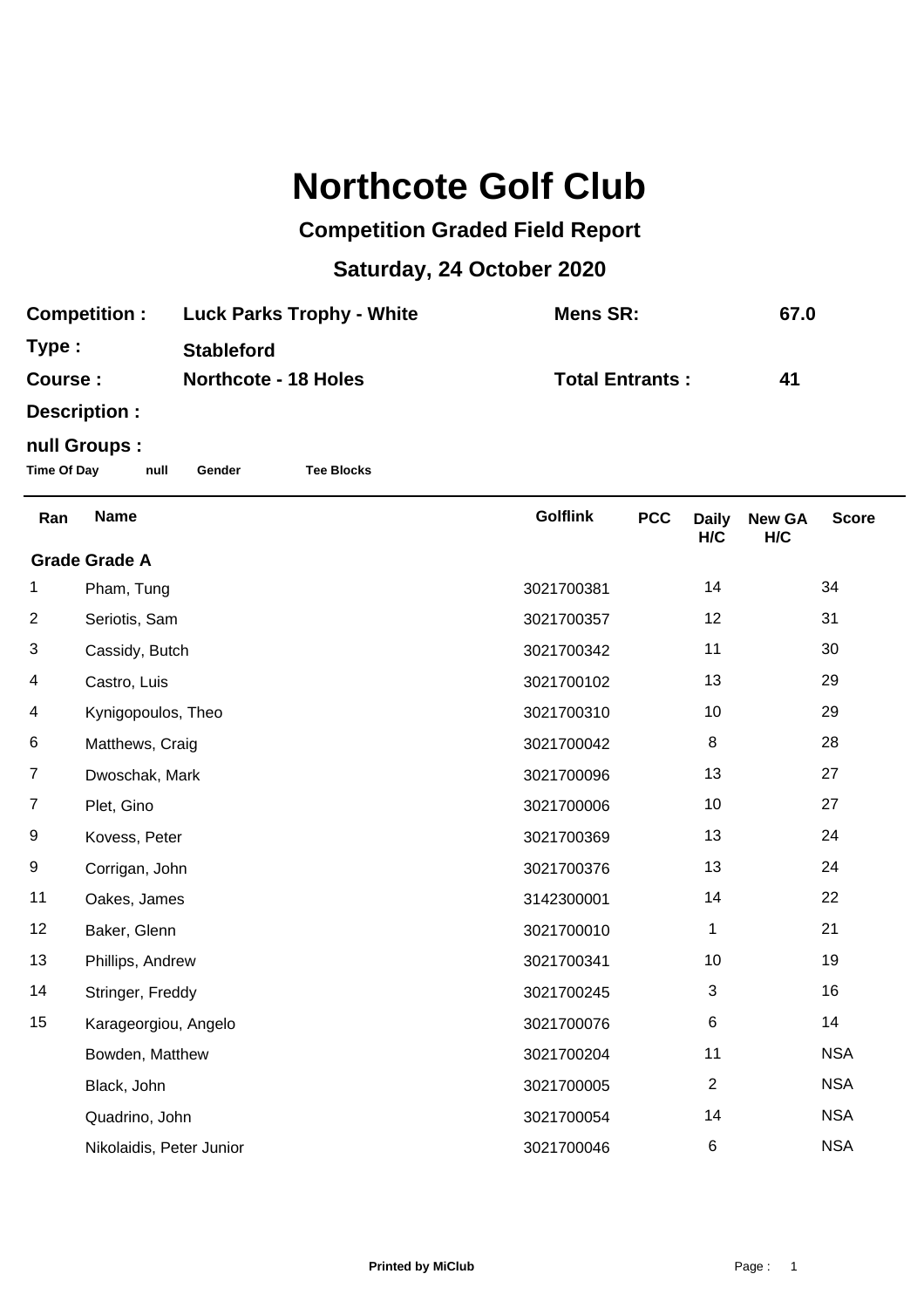# Northcote Golf Club

## Competition Graded Field Report

## Saturday, 24 October 2020

| | | | |
|---|---|---|---|
| **Competition :** | **Luck Parks Trophy - White** | **Mens SR:** | **67.0** |
| **Type :** | **Stableford** | | |
| **Course :** | **Northcote - 18 Holes** | **Total Entrants :** | **41** |
| **Description :** | | | |

**null Groups :**

**Time Of Day** **null** **Gender** **Tee Blocks**

| Ran | Name | Golflink | PCC | Daily H/C | New GA H/C | Score |
|---|---|---|---|---|---|---|
| **Grade Grade A** | | | | | | |
| 1 | Pham, Tung | 3021700381 | | 14 | | 34 |
| 2 | Seriotis, Sam | 3021700357 | | 12 | | 31 |
| 3 | Cassidy, Butch | 3021700342 | | 11 | | 30 |
| 4 | Castro, Luis | 3021700102 | | 13 | | 29 |
| 4 | Kynigopoulos, Theo | 3021700310 | | 10 | | 29 |
| 6 | Matthews, Craig | 3021700042 | | 8 | | 28 |
| 7 | Dwoschak, Mark | 3021700096 | | 13 | | 27 |
| 7 | Plet, Gino | 3021700006 | | 10 | | 27 |
| 9 | Kovess, Peter | 3021700369 | | 13 | | 24 |
| 9 | Corrigan, John | 3021700376 | | 13 | | 24 |
| 11 | Oakes, James | 3142300001 | | 14 | | 22 |
| 12 | Baker, Glenn | 3021700010 | | 1 | | 21 |
| 13 | Phillips, Andrew | 3021700341 | | 10 | | 19 |
| 14 | Stringer, Freddy | 3021700245 | | 3 | | 16 |
| 15 | Karageorgiou, Angelo | 3021700076 | | 6 | | 14 |
| | Bowden, Matthew | 3021700204 | | 11 | | NSA |
| | Black, John | 3021700005 | | 2 | | NSA |
| | Quadrino, John | 3021700054 | | 14 | | NSA |
| | Nikolaidis, Peter Junior | 3021700046 | | 6 | | NSA |

Printed by MiClub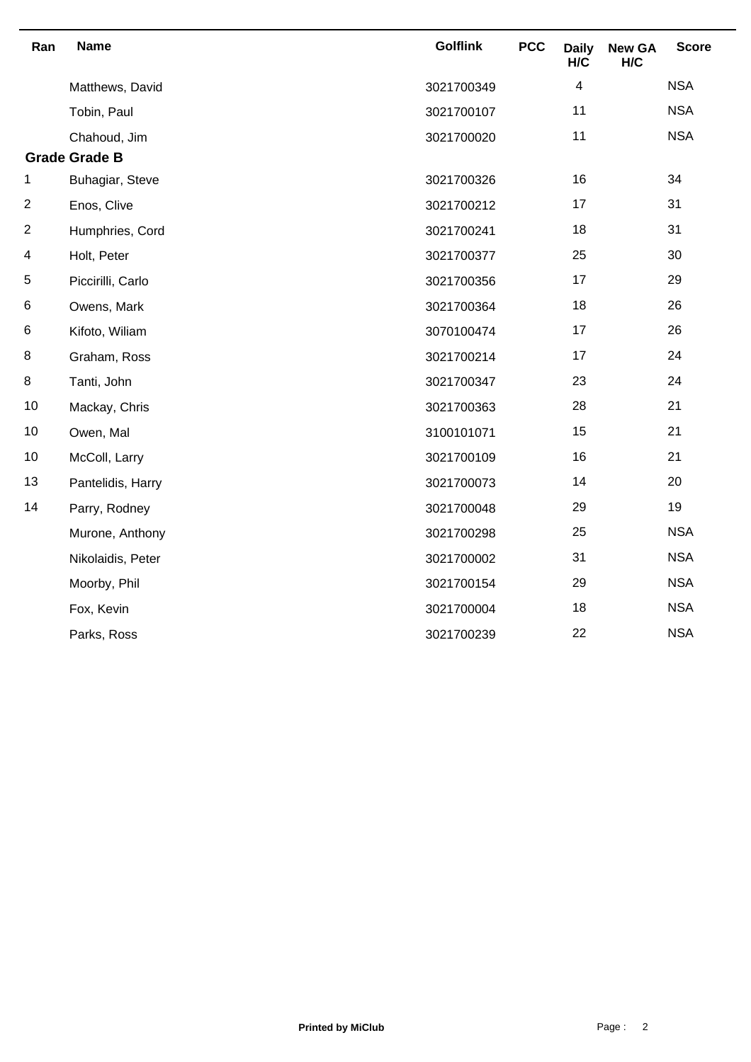| Ran | Name | Golflink | PCC | Daily H/C | New GA H/C | Score |
|---|---|---|---|---|---|---|
| | Matthews, David | 3021700349 | | 4 | | NSA |
| | Tobin, Paul | 3021700107 | | 11 | | NSA |
| | Chahoud, Jim | 3021700020 | | 11 | | NSA |
| **Grade Grade B** | | | | | | |
| 1 | Buhagiar, Steve | 3021700326 | | 16 | | 34 |
| 2 | Enos, Clive | 3021700212 | | 17 | | 31 |
| 2 | Humphries, Cord | 3021700241 | | 18 | | 31 |
| 4 | Holt, Peter | 3021700377 | | 25 | | 30 |
| 5 | Piccirilli, Carlo | 3021700356 | | 17 | | 29 |
| 6 | Owens, Mark | 3021700364 | | 18 | | 26 |
| 6 | Kifoto, Wiliam | 3070100474 | | 17 | | 26 |
| 8 | Graham, Ross | 3021700214 | | 17 | | 24 |
| 8 | Tanti, John | 3021700347 | | 23 | | 24 |
| 10 | Mackay, Chris | 3021700363 | | 28 | | 21 |
| 10 | Owen, Mal | 3100101071 | | 15 | | 21 |
| 10 | McColl, Larry | 3021700109 | | 16 | | 21 |
| 13 | Pantelidis, Harry | 3021700073 | | 14 | | 20 |
| 14 | Parry, Rodney | 3021700048 | | 29 | | 19 |
| | Murone, Anthony | 3021700298 | | 25 | | NSA |
| | Nikolaidis, Peter | 3021700002 | | 31 | | NSA |
| | Moorby, Phil | 3021700154 | | 29 | | NSA |
| | Fox, Kevin | 3021700004 | | 18 | | NSA |
| | Parks, Ross | 3021700239 | | 22 | | NSA |

**Printed by MiClub**